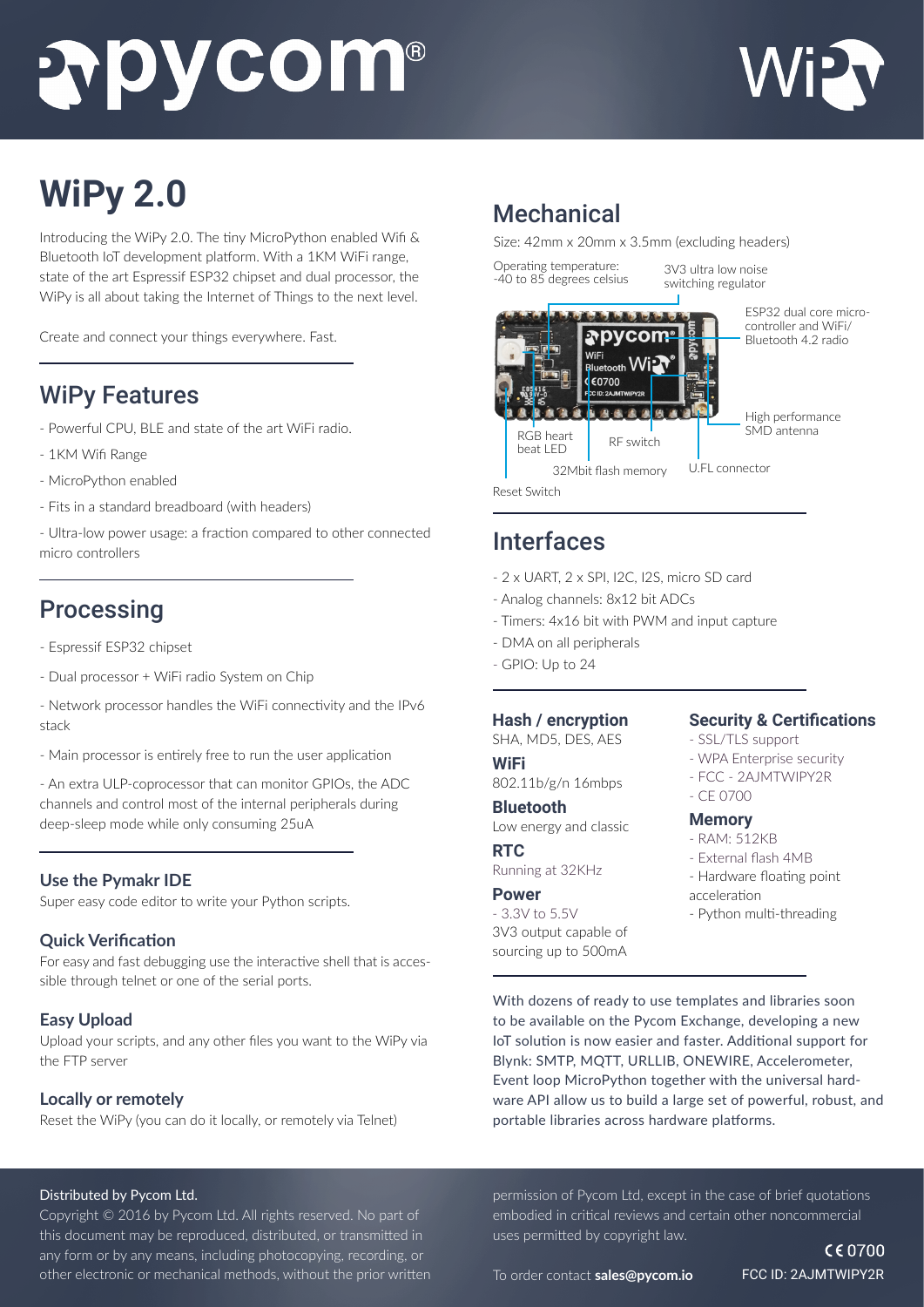# WiPy 2.0

Introducing the WiPy 2.0. The tiny MicroPython enabled Wifi & Bluetooth IoT development platform. With a 1KM WiFi range, state of the art Espressif ESP32 chipset and dual processor, the WiPy is all about taking the Internet of Things to the next level.

Create and connect your things everywhere. Fast.

## WiPy Features

- Powerful CPU, BLE and state of the art WiFi radio.
- 1KM Wifi Range
- MicroPython enabled
- Fits in a standard breadboard (with headers)
- Ultra-low power usage: a fraction compared to other connected micro controllers

## Processing

- Espressif ESP32 chipset
- Dual processor + WiFi radio System on Chip
- Network processor handles the WiFi connectivity and the IPv6 stack
- Main processor is entirely free to run the user application
- An extra ULP-coprocessor that can monitor GPIOs, the ADC channels and control most of the internal peripherals during deep-sleep mode while only consuming 25uA

### Use the Pymakr IDE

Super easy code editor to write your Python scripts.

### Quick Verification

For easy and fast debugging use the interactive shell that is accessible through telnet or one of the serial ports.

### Easy Upload

Upload your scripts, and any other files you want to the WiPy via the FTP server

### Locally or remotely

Reset the WiPy (you can do it locally, or remotely via Telnet)

## Mechanical

Size: 42mm x 20mm x 3.5mm (excluding headers)

Operating temperature: -40 to 85 degrees celsius

3V3 ultra low noise switching regulator

ESP32 dual core micro-controller and WiFi/ Bluetooth 4.2 radio

High performance SMD antenna

RGB heart beat LED

RF switch

U.FL connector

32Mbit flash memory

Reset Switch

## Interfaces

- 2 x UART, 2 x SPI, I2C, I2S, micro SD card
- Analog channels: 8x12 bit ADCs
- Timers: 4x16 bit with PWM and input capture
- DMA on all peripherals
- GPIO: Up to 24

### Hash / encryption

SHA, MD5, DES, AES

### WiFi

802.11b/g/n 16mbps

### Bluetooth

Low energy and classic

### RTC

Running at 32KHz

### Power

- 3.3V to 5.5V
3V3 output capable of sourcing up to 500mA

### Security & Certifications

- SSL/TLS support
- WPA Enterprise security
- FCC - 2AJMTWIPY2R
- CE 0700

### Memory

- RAM: 512KB
- External flash 4MB
- Hardware floating point acceleration
- Python multi-threading

With dozens of ready to use templates and libraries soon to be available on the Pycom Exchange, developing a new IoT solution is now easier and faster. Additional support for Blynk: SMTP, MQTT, URLLIB, ONEWIRE, Accelerometer, Event loop MicroPython together with the universal hardware API allow us to build a large set of powerful, robust, and portable libraries across hardware platforms.

Distributed by Pycom Ltd.

Copyright © 2016 by Pycom Ltd. All rights reserved. No part of this document may be reproduced, distributed, or transmitted in any form or by any means, including photocopying, recording, or other electronic or mechanical methods, without the prior written permission of Pycom Ltd, except in the case of brief quotations embodied in critical reviews and certain other noncommercial uses permitted by copyright law.

To order contact **sales@pycom.io**

CE 0700

FCC ID: 2AJMTWIPY2R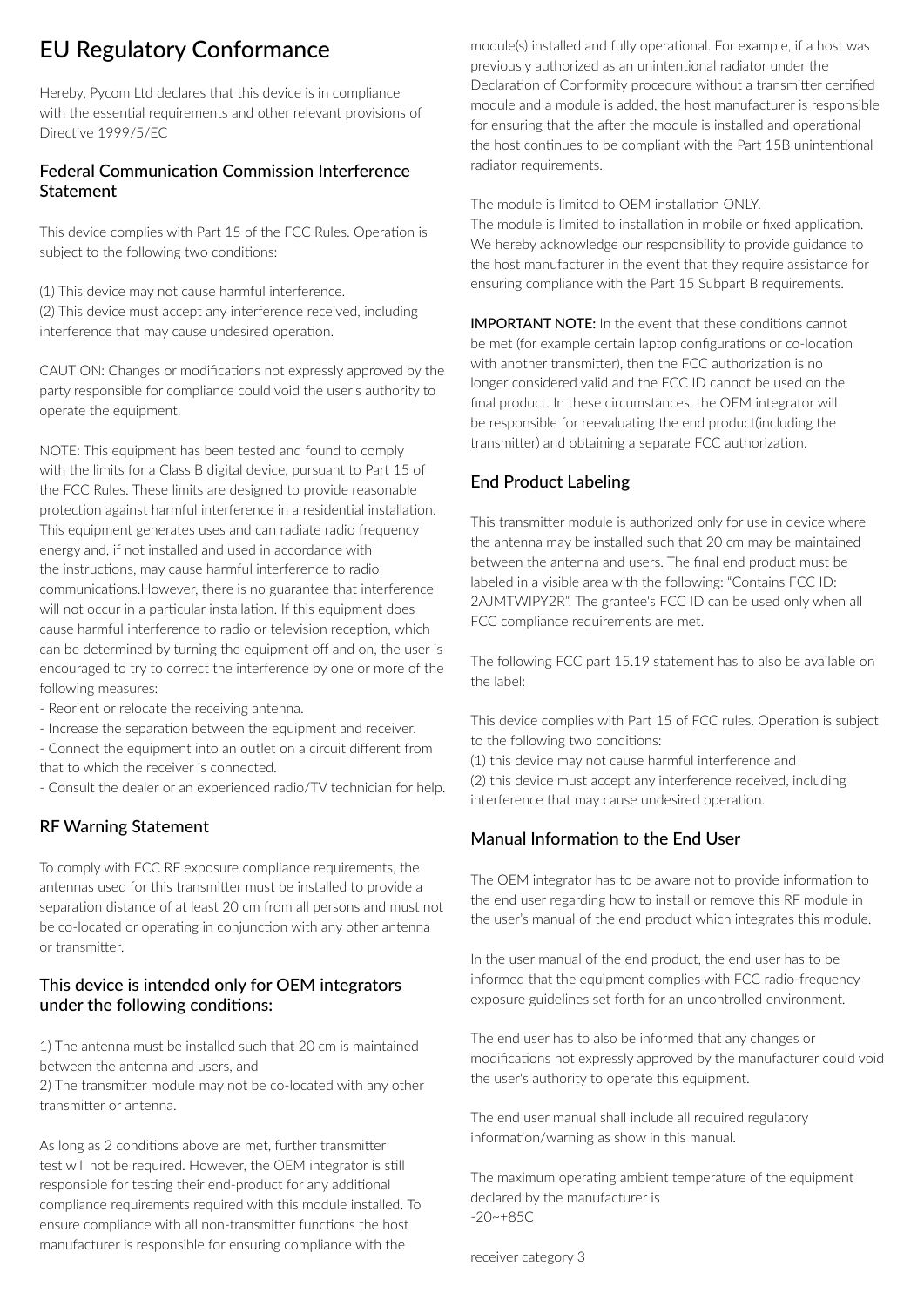# EU Regulatory Conformance

Hereby, Pycom Ltd declares that this device is in compliance with the essential requirements and other relevant provisions of Directive 1999/5/EC

## Federal Communication Commission Interference Statement

This device complies with Part 15 of the FCC Rules. Operation is subject to the following two conditions:

(1) This device may not cause harmful interference.
(2) This device must accept any interference received, including interference that may cause undesired operation.

CAUTION: Changes or modifications not expressly approved by the party responsible for compliance could void the user's authority to operate the equipment.

NOTE: This equipment has been tested and found to comply with the limits for a Class B digital device, pursuant to Part 15 of the FCC Rules. These limits are designed to provide reasonable protection against harmful interference in a residential installation. This equipment generates uses and can radiate radio frequency energy and, if not installed and used in accordance with the instructions, may cause harmful interference to radio communications.However, there is no guarantee that interference will not occur in a particular installation. If this equipment does cause harmful interference to radio or television reception, which can be determined by turning the equipment off and on, the user is encouraged to try to correct the interference by one or more of the following measures:

- Reorient or relocate the receiving antenna.
- Increase the separation between the equipment and receiver.
- Connect the equipment into an outlet on a circuit different from that to which the receiver is connected.
- Consult the dealer or an experienced radio/TV technician for help.

## RF Warning Statement

To comply with FCC RF exposure compliance requirements, the antennas used for this transmitter must be installed to provide a separation distance of at least 20 cm from all persons and must not be co-located or operating in conjunction with any other antenna or transmitter.

## This device is intended only for OEM integrators under the following conditions:

1) The antenna must be installed such that 20 cm is maintained between the antenna and users, and
2) The transmitter module may not be co-located with any other transmitter or antenna.

As long as 2 conditions above are met, further transmitter test will not be required. However, the OEM integrator is still responsible for testing their end-product for any additional compliance requirements required with this module installed. To ensure compliance with all non-transmitter functions the host manufacturer is responsible for ensuring compliance with the module(s) installed and fully operational. For example, if a host was previously authorized as an unintentional radiator under the Declaration of Conformity procedure without a transmitter certified module and a module is added, the host manufacturer is responsible for ensuring that the after the module is installed and operational the host continues to be compliant with the Part 15B unintentional radiator requirements.

The module is limited to OEM installation ONLY.
The module is limited to installation in mobile or fixed application. We hereby acknowledge our responsibility to provide guidance to the host manufacturer in the event that they require assistance for ensuring compliance with the Part 15 Subpart B requirements.

**IMPORTANT NOTE:** In the event that these conditions cannot be met (for example certain laptop configurations or co-location with another transmitter), then the FCC authorization is no longer considered valid and the FCC ID cannot be used on the final product. In these circumstances, the OEM integrator will be responsible for reevaluating the end product(including the transmitter) and obtaining a separate FCC authorization.

## End Product Labeling

This transmitter module is authorized only for use in device where the antenna may be installed such that 20 cm may be maintained between the antenna and users. The final end product must be labeled in a visible area with the following: "Contains FCC ID: 2AJMTWIPY2R". The grantee's FCC ID can be used only when all FCC compliance requirements are met.

The following FCC part 15.19 statement has to also be available on the label:

This device complies with Part 15 of FCC rules. Operation is subject to the following two conditions:
(1) this device may not cause harmful interference and
(2) this device must accept any interference received, including interference that may cause undesired operation.

## Manual Information to the End User

The OEM integrator has to be aware not to provide information to the end user regarding how to install or remove this RF module in the user's manual of the end product which integrates this module.

In the user manual of the end product, the end user has to be informed that the equipment complies with FCC radio-frequency exposure guidelines set forth for an uncontrolled environment.

The end user has to also be informed that any changes or modifications not expressly approved by the manufacturer could void the user's authority to operate this equipment.

The end user manual shall include all required regulatory information/warning as show in this manual.

The maximum operating ambient temperature of the equipment declared by the manufacturer is
-20~+85C

receiver category 3